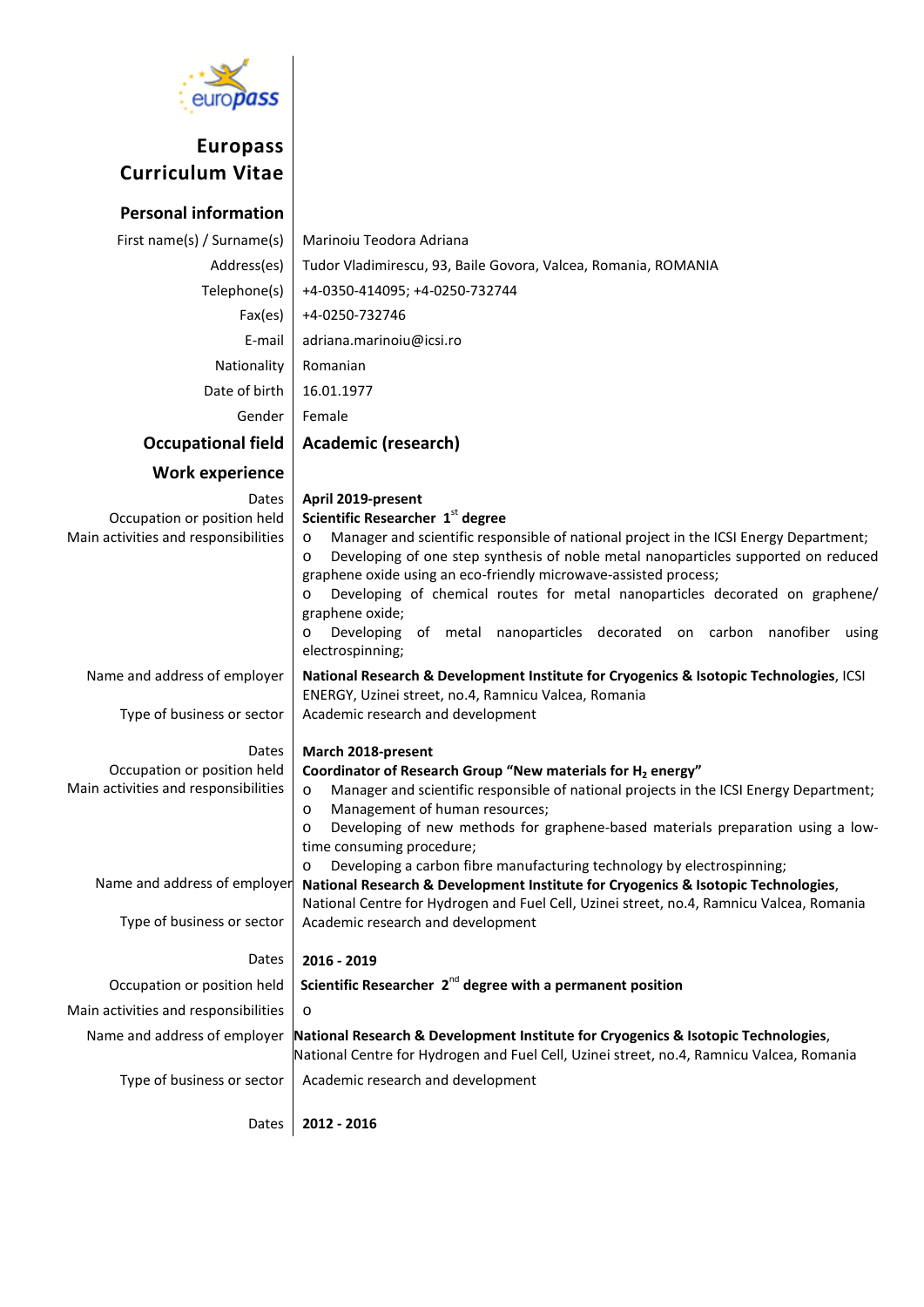# Europass Curriculum Vitae

## Personal information

| | |
|---|---|
| First name(s) / Surname(s) | Marinoiu Teodora Adriana |
| Address(es) | Tudor Vladimirescu, 93, Baile Govora, Valcea, Romania, ROMANIA |
| Telephone(s) | +4-0350-414095; +4-0250-732744 |
| Fax(es) | +4-0250-732746 |
| E-mail | adriana.marinoiu@icsi.ro |
| Nationality | Romanian |
| Date of birth | 16.01.1977 |
| Gender | Female |

## Occupational field — **Academic (research)**

## Work experience

**Dates:** **April 2019-present**

**Occupation or position held:** **Scientific Researcher 1st degree**

**Main activities and responsibilities:**

- Manager and scientific responsible of national project in the ICSI Energy Department;
- Developing of one step synthesis of noble metal nanoparticles supported on reduced graphene oxide using an eco-friendly microwave-assisted process;
- Developing of chemical routes for metal nanoparticles decorated on graphene/ graphene oxide;
- Developing of metal nanoparticles decorated on carbon nanofiber using electrospining;

**Name and address of employer:** **National Research & Development Institute for Cryogenics & Isotopic Technologies**, ICSI ENERGY, Uzinei street, no.4, Ramnicu Valcea, Romania

**Type of business or sector:** Academic research and development

**Dates:** **March 2018-present**

**Occupation or position held:** **Coordinator of Research Group "New materials for $H_2$ energy"**

**Main activities and responsibilities:**

- Manager and scientific responsible of national projects in the ICSI Energy Department;
- Management of human resources;
- Developing of new methods for graphene-based materials preparation using a low-time consuming procedure;
- Developing a carbon fibre manufacturing technology by electrospining;

**Name and address of employer:** **National Research & Development Institute for Cryogenics & Isotopic Technologies**, National Centre for Hydrogen and Fuel Cell, Uzinei street, no.4, Ramnicu Valcea, Romania

**Type of business or sector:** Academic research and development

**Dates:** **2016 - 2019**

**Occupation or position held:** **Scientific Researcher 2nd degree with a permanent position**

**Main activities and responsibilities:**

- 

**Name and address of employer:** **National Research & Development Institute for Cryogenics & Isotopic Technologies**, National Centre for Hydrogen and Fuel Cell, Uzinei street, no.4, Ramnicu Valcea, Romania

**Type of business or sector:** Academic research and development

**Dates:** **2012 - 2016**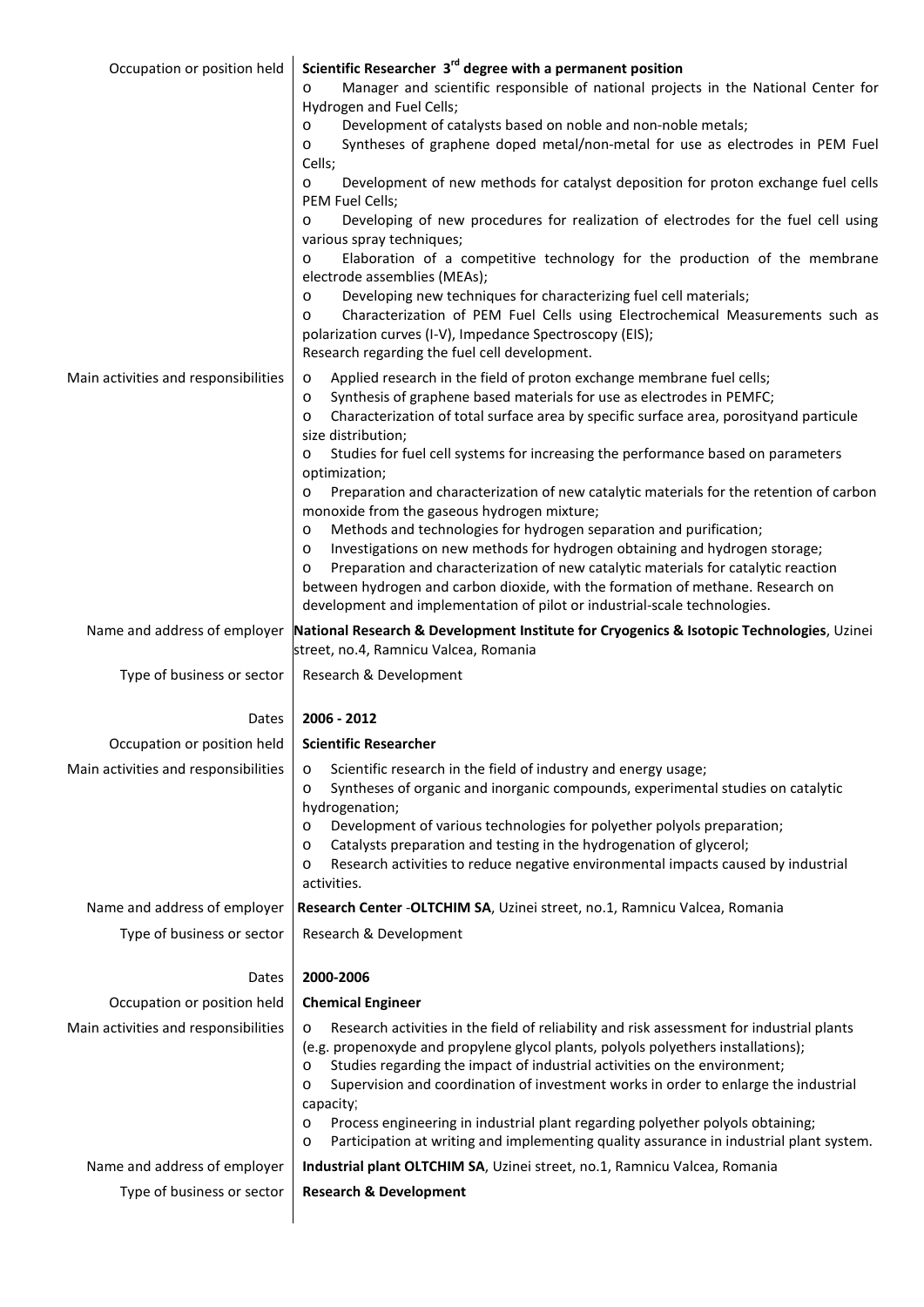| | |
|---|---|
| Occupation or position held | **Scientific Researcher 3rd degree with a permanent position**<br>o Manager and scientific responsible of national projects in the National Center for Hydrogen and Fuel Cells;<br>o Development of catalysts based on noble and non-noble metals;<br>o Syntheses of graphene doped metal/non-metal for use as electrodes in PEM Fuel Cells;<br>o Development of new methods for catalyst deposition for proton exchange fuel cells PEM Fuel Cells;<br>o Developing of new procedures for realization of electrodes for the fuel cell using various spray techniques;<br>o Elaboration of a competitive technology for the production of the membrane electrode assemblies (MEAs);<br>o Developing new techniques for characterizing fuel cell materials;<br>o Characterization of PEM Fuel Cells using Electrochemical Measurements such as polarization curves (I-V), Impedance Spectroscopy (EIS);<br>Research regarding the fuel cell development. |
| Main activities and responsibilities | o Applied research in the field of proton exchange membrane fuel cells;<br>o Synthesis of graphene based materials for use as electrodes in PEMFC;<br>o Characterization of total surface area by specific surface area, porosityand particule size distribution;<br>o Studies for fuel cell systems for increasing the performance based on parameters optimization;<br>o Preparation and characterization of new catalytic materials for the retention of carbon monoxide from the gaseous hydrogen mixture;<br>o Methods and technologies for hydrogen separation and purification;<br>o Investigations on new methods for hydrogen obtaining and hydrogen storage;<br>o Preparation and characterization of new catalytic materials for catalytic reaction between hydrogen and carbon dioxide, with the formation of methane. Research on development and implementation of pilot or industrial-scale technologies. |
| Name and address of employer | **National Research & Development Institute for Cryogenics & Isotopic Technologies**, Uzinei street, no.4, Ramnicu Valcea, Romania |
| Type of business or sector | Research & Development |
| Dates | **2006 - 2012** |
| Occupation or position held | **Scientific Researcher** |
| Main activities and responsibilities | o Scientific research in the field of industry and energy usage;<br>o Syntheses of organic and inorganic compounds, experimental studies on catalytic hydrogenation;<br>o Development of various technologies for polyether polyols preparation;<br>o Catalysts preparation and testing in the hydrogenation of glycerol;<br>o Research activities to reduce negative environmental impacts caused by industrial activities. |
| Name and address of employer | **Research Center** -**OLTCHIM SA**, Uzinei street, no.1, Ramnicu Valcea, Romania |
| Type of business or sector | Research & Development |
| Dates | **2000-2006** |
| Occupation or position held | **Chemical Engineer** |
| Main activities and responsibilities | o Research activities in the field of reliability and risk assessment for industrial plants (e.g. propenoxyde and propylene glycol plants, polyols polyethers installations);<br>o Studies regarding the impact of industrial activities on the environment;<br>o Supervision and coordination of investment works in order to enlarge the industrial capacity;<br>o Process engineering in industrial plant regarding polyether polyols obtaining;<br>o Participation at writing and implementing quality assurance in industrial plant system. |
| Name and address of employer | **Industrial plant OLTCHIM SA**, Uzinei street, no.1, Ramnicu Valcea, Romania |
| Type of business or sector | **Research & Development** |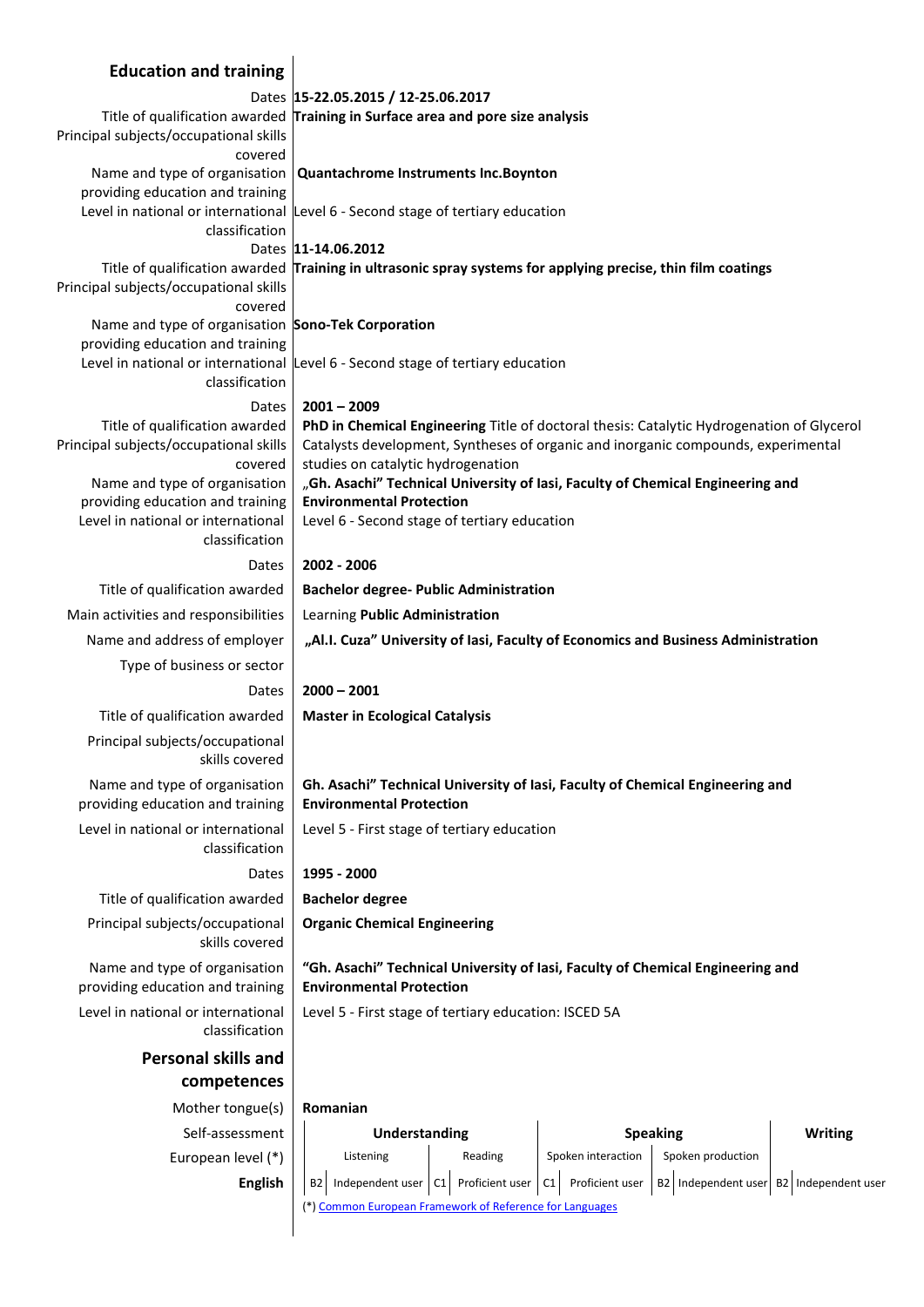## Education and training

| | |
|---|---|
| Dates | **15-22.05.2015 / 12-25.06.2017** |
| Title of qualification awarded | **Training in Surface area and pore size analysis** |
| Principal subjects/occupational skills covered | |
| Name and type of organisation providing education and training | **Quantachrome Instruments Inc.Boynton** |
| Level in national or international classification | Level 6 - Second stage of tertiary education |
| Dates | **11-14.06.2012** |
| Title of qualification awarded | **Training in ultrasonic spray systems for applying precise, thin film coatings** |
| Principal subjects/occupational skills covered | |
| Name and type of organisation providing education and training | **Sono-Tek Corporation** |
| Level in national or international classification | Level 6 - Second stage of tertiary education |
| Dates | **2001 – 2009** |
| Title of qualification awarded | **PhD in Chemical Engineering** Title of doctoral thesis: Catalytic Hydrogenation of Glycerol |
| Principal subjects/occupational skills covered | Catalysts development, Syntheses of organic and inorganic compounds, experimental studies on catalytic hydrogenation |
| Name and type of organisation providing education and training | **„Gh. Asachi" Technical University of Iasi, Faculty of Chemical Engineering and Environmental Protection** |
| Level in national or international classification | Level 6 - Second stage of tertiary education |
| Dates | **2002 - 2006** |
| Title of qualification awarded | **Bachelor degree- Public Administration** |
| Main activities and responsibilities | Learning **Public Administration** |
| Name and address of employer | **„Al.I. Cuza" University of Iasi, Faculty of Economics and Business Administration** |
| Type of business or sector | |
| Dates | **2000 – 2001** |
| Title of qualification awarded | **Master in Ecological Catalysis** |
| Principal subjects/occupational skills covered | |
| Name and type of organisation providing education and training | **Gh. Asachi" Technical University of Iasi, Faculty of Chemical Engineering and Environmental Protection** |
| Level in national or international classification | Level 5 - First stage of tertiary education |
| Dates | **1995 - 2000** |
| Title of qualification awarded | **Bachelor degree** |
| Principal subjects/occupational skills covered | **Organic Chemical Engineering** |
| Name and type of organisation providing education and training | **"Gh. Asachi" Technical University of Iasi, Faculty of Chemical Engineering and Environmental Protection** |
| Level in national or international classification | Level 5 - First stage of tertiary education: ISCED 5A |

## Personal skills and competences

Mother tongue(s): **Romanian**

| Self-assessment | Understanding | | Speaking | | Writing |
|---|---|---|---|---|---|
| European level (*) | Listening | Reading | Spoken interaction | Spoken production | |
| **English** | B2 Independent user | C1 Proficient user | C1 Proficient user | B2 Independent user | B2 Independent user |

(*) Common European Framework of Reference for Languages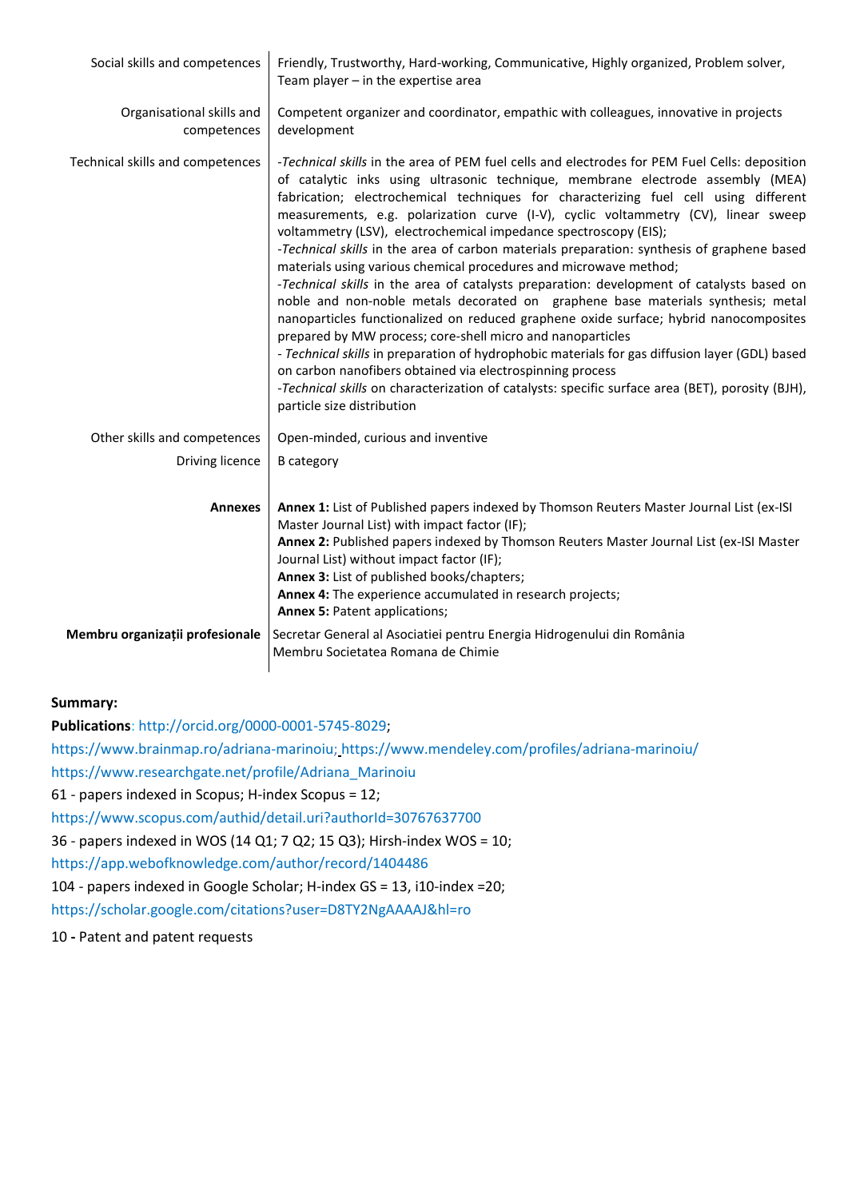| | |
|---|---|
| Social skills and competences | Friendly, Trustworthy, Hard-working, Communicative, Highly organized, Problem solver, Team player – in the expertise area |
| Organisational skills and competences | Competent organizer and coordinator, empathic with colleagues, innovative in projects development |
| Technical skills and competences | -*Technical skills* in the area of PEM fuel cells and electrodes for PEM Fuel Cells: deposition of catalytic inks using ultrasonic technique, membrane electrode assembly (MEA) fabrication; electrochemical techniques for characterizing fuel cell using different measurements, e.g. polarization curve (I-V), cyclic voltammetry (CV), linear sweep voltammetry (LSV), electrochemical impedance spectroscopy (EIS);<br>-*Technical skills* in the area of carbon materials preparation: synthesis of graphene based materials using various chemical procedures and microwave method;<br>-*Technical skills* in the area of catalysts preparation: development of catalysts based on noble and non-noble metals decorated on graphene base materials synthesis; metal nanoparticles functionalized on reduced graphene oxide surface; hybrid nanocomposites prepared by MW process; core-shell micro and nanoparticles<br>- *Technical skills* in preparation of hydrophobic materials for gas diffusion layer (GDL) based on carbon nanofibers obtained via electrospinning process<br>-*Technical skills* on characterization of catalysts: specific surface area (BET), porosity (BJH), particle size distribution |
| Other skills and competences | Open-minded, curious and inventive |
| Driving licence | B category |
| **Annexes** | **Annex 1:** List of Published papers indexed by Thomson Reuters Master Journal List (ex-ISI Master Journal List) with impact factor (IF);<br>**Annex 2:** Published papers indexed by Thomson Reuters Master Journal List (ex-ISI Master Journal List) without impact factor (IF);<br>**Annex 3:** List of published books/chapters;<br>**Annex 4:** The experience accumulated in research projects;<br>**Annex 5:** Patent applications; |
| **Membru organizații profesionale** | Secretar General al Asociatiei pentru Energia Hidrogenului din România<br>Membru Societatea Romana de Chimie |

**Summary:**

**Publications**: http://orcid.org/0000-0001-5745-8029;

https://www.brainmap.ro/adriana-marinoiu; https://www.mendeley.com/profiles/adriana-marinoiu/

https://www.researchgate.net/profile/Adriana_Marinoiu

61 - papers indexed in Scopus; H-index Scopus = 12;

https://www.scopus.com/authid/detail.uri?authorId=30767637700

36 - papers indexed in WOS (14 Q1; 7 Q2; 15 Q3); Hirsh-index WOS = 10;

https://app.webofknowledge.com/author/record/1404486

104 - papers indexed in Google Scholar; H-index GS = 13, i10-index =20;

https://scholar.google.com/citations?user=D8TY2NgAAAAJ&hl=ro

10 **-** Patent and patent requests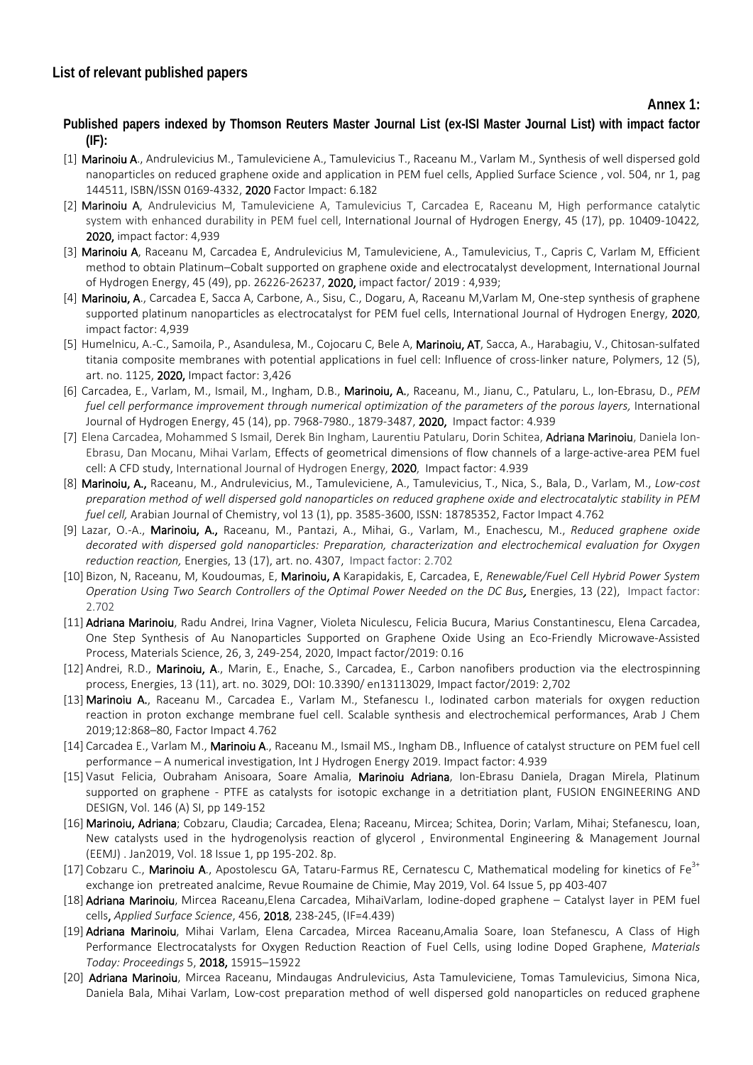## List of relevant published papers

**Annex 1:**

**Published papers indexed by Thomson Reuters Master Journal List (ex-ISI Master Journal List) with impact factor (IF):**

[1] **Marinoiu A**., Andrulevicius M., Tamuleviciene A., Tamulevicius T., Raceanu M., Varlam M., Synthesis of well dispersed gold nanoparticles on reduced graphene oxide and application in PEM fuel cells, Applied Surface Science , vol. 504, nr 1, pag 144511, ISBN/ISSN 0169-4332, **2020** Factor Impact: 6.182

[2] **Marinoiu A**, Andrulevicius M, Tamuleviciene A, Tamulevicius T, Carcadea E, Raceanu M, High performance catalytic system with enhanced durability in PEM fuel cell, International Journal of Hydrogen Energy, 45 (17), pp. 10409-10422, **2020,** impact factor: 4,939

[3] **Marinoiu A**, Raceanu M, Carcadea E, Andrulevicius M, Tamuleviciene, A., Tamulevicius, T., Capris C, Varlam M, Efficient method to obtain Platinum–Cobalt supported on graphene oxide and electrocatalyst development, International Journal of Hydrogen Energy, 45 (49), pp. 26226-26237, **2020,** impact factor/ 2019 : 4,939;

[4] **Marinoiu, A**., Carcadea E, Sacca A, Carbone, A., Sisu, C., Dogaru, A, Raceanu M,Varlam M, One-step synthesis of graphene supported platinum nanoparticles as electrocatalyst for PEM fuel cells, International Journal of Hydrogen Energy, **2020**, impact factor: 4,939

[5] Humelnicu, A.-C., Samoila, P., Asandulesa, M., Cojocaru C, Bele A, **Marinoiu, AT**, Sacca, A., Harabagiu, V., Chitosan-sulfated titania composite membranes with potential applications in fuel cell: Influence of cross-linker nature, Polymers, 12 (5), art. no. 1125, **2020,** Impact factor: 3,426

[6] Carcadea, E., Varlam, M., Ismail, M., Ingham, D.B., **Marinoiu, A.**, Raceanu, M., Jianu, C., Patularu, L., Ion-Ebrasu, D., *PEM fuel cell performance improvement through numerical optimization of the parameters of the porous layers,* International Journal of Hydrogen Energy, 45 (14), pp. 7968-7980., 1879-3487, **2020,** Impact factor: 4.939

[7] Elena Carcadea, Mohammed S Ismail, Derek Bin Ingham, Laurentiu Patularu, Dorin Schitea, **Adriana Marinoiu**, Daniela Ion-Ebrasu, Dan Mocanu, Mihai Varlam, Effects of geometrical dimensions of flow channels of a large-active-area PEM fuel cell: A CFD study, International Journal of Hydrogen Energy, **2020**, Impact factor: 4.939

[8] **Marinoiu, A.,** Raceanu, M., Andrulevicius, M., Tamuleviciene, A., Tamulevicius, T., Nica, S., Bala, D., Varlam, M., *Low-cost preparation method of well dispersed gold nanoparticles on reduced graphene oxide and electrocatalytic stability in PEM fuel cell,* Arabian Journal of Chemistry, vol 13 (1), pp. 3585-3600, ISSN: 18785352, Factor Impact 4.762

[9] Lazar, O.-A., **Marinoiu, A.,** Raceanu, M., Pantazi, A., Mihai, G., Varlam, M., Enachescu, M., *Reduced graphene oxide decorated with dispersed gold nanoparticles: Preparation, characterization and electrochemical evaluation for Oxygen reduction reaction,* Energies, 13 (7), art. no. 4307, Impact factor: 2.702

[10] Bizon, N, Raceanu, M, Koudoumas, E, **Marinoiu, A** Karapidakis, E, Carcadea, E, *Renewable/Fuel Cell Hybrid Power System Operation Using Two Search Controllers of the Optimal Power Needed on the DC Bus***,** Energies, 13 (22), Impact factor: 2.702

[11] **Adriana Marinoiu**, Radu Andrei, Irina Vagner, Violeta Niculescu, Felicia Bucura, Marius Constantinescu, Elena Carcadea, One Step Synthesis of Au Nanoparticles Supported on Graphene Oxide Using an Eco-Friendly Microwave-Assisted Process, Materials Science, 26, 3, 249-254, 2020, Impact factor/2019: 0.16

[12] Andrei, R.D., **Marinoiu, A**., Marin, E., Enache, S., Carcadea, E., Carbon nanofibers production via the electrospinning process, Energies, 13 (11), art. no. 3029, DOI: 10.3390/ en13113029, Impact factor/2019: 2,702

[13] **Marinoiu A.**, Raceanu M., Carcadea E., Varlam M., Stefanescu I., Iodinated carbon materials for oxygen reduction reaction in proton exchange membrane fuel cell. Scalable synthesis and electrochemical performances, Arab J Chem 2019;12:868–80, Factor Impact 4.762

[14] Carcadea E., Varlam M., **Marinoiu A**., Raceanu M., Ismail MS., Ingham DB., Influence of catalyst structure on PEM fuel cell performance – A numerical investigation, Int J Hydrogen Energy 2019. Impact factor: 4.939

[15] Vasut Felicia, Oubraham Anisoara, Soare Amalia, **Marinoiu Adriana**, Ion-Ebrasu Daniela, Dragan Mirela, Platinum supported on graphene - PTFE as catalysts for isotopic exchange in a detritiation plant, FUSION ENGINEERING AND DESIGN, Vol. 146 (A) SI, pp 149-152

[16] **Marinoiu, Adriana**; Cobzaru, Claudia; Carcadea, Elena; Raceanu, Mircea; Schitea, Dorin; Varlam, Mihai; Stefanescu, Ioan, New catalysts used in the hydrogenolysis reaction of glycerol , Environmental Engineering & Management Journal (EEMJ) . Jan2019, Vol. 18 Issue 1, pp 195-202. 8p.

[17] Cobzaru C., **Marinoiu A**., Apostolescu GA, Tataru-Farmus RE, Cernatescu C, Mathematical modeling for kinetics of $Fe^{3+}$ exchange ion pretreated analcime, Revue Roumaine de Chimie, May 2019, Vol. 64 Issue 5, pp 403-407

[18] **Adriana Marinoiu**, Mircea Raceanu,Elena Carcadea, MihaiVarlam, Iodine-doped graphene – Catalyst layer in PEM fuel cells**,** *Applied Surface Science*, 456, **2018**, 238-245, (IF=4.439)

[19] **Adriana Marinoiu**, Mihai Varlam, Elena Carcadea, Mircea Raceanu,Amalia Soare, Ioan Stefanescu, A Class of High Performance Electrocatalysts for Oxygen Reduction Reaction of Fuel Cells, using Iodine Doped Graphene, *Materials Today: Proceedings* 5, **2018,** 15915–15922

[20] **Adriana Marinoiu**, Mircea Raceanu, Mindaugas Andrulevicius, Asta Tamuleviciene, Tomas Tamulevicius, Simona Nica, Daniela Bala, Mihai Varlam, Low-cost preparation method of well dispersed gold nanoparticles on reduced graphene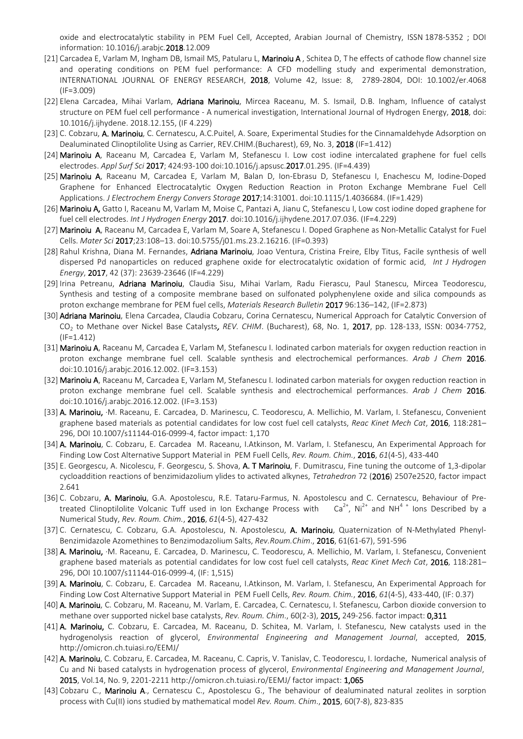oxide and electrocatalytic stability in PEM Fuel Cell, Accepted, Arabian Journal of Chemistry, ISSN 1878-5352 ; DOI information: 10.1016/j.arabjc.**2018**.12.009

[21] Carcadea E, Varlam M, Ingham DB, Ismail MS, Patularu L, **Marinoiu A** , Schitea D, T he effects of cathode flow channel size and operating conditions on PEM fuel performance: A CFD modelling study and experimental demonstration, INTERNATIONAL JOURNAL OF ENERGY RESEARCH, **2018**, Volume 42, Issue: 8, 2789-2804, DOI: 10.1002/er.4068 (IF=3.009)

[22] Elena Carcadea, Mihai Varlam, **Adriana Marinoiu**, Mircea Raceanu, M. S. Ismail, D.B. Ingham, Influence of catalyst structure on PEM fuel cell performance - A numerical investigation, International Journal of Hydrogen Energy, **2018**, doi: 10.1016/j.ijhydene. 2018.12.155, (IF 4.229)

[23] C. Cobzaru, **A. Marinoiu**, C. Cernatescu, A.C.Puitel, A. Soare, Experimental Studies for the Cinnamaldehyde Adsorption on Dealuminated Clinoptilolite Using as Carrier, REV.CHIM.(Bucharest), 69, No. 3, **2018** (IF=1.412)

[24] **Marinoiu A**, Raceanu M, Carcadea E, Varlam M, Stefanescu I. Low cost iodine intercalated graphene for fuel cells electrodes. *Appl Surf Sci* **2017**; 424:93-100 doi:10.1016/j.apsusc.**2017**.01.295. (IF=4.439)

[25] **Marinoiu A**, Raceanu M, Carcadea E, Varlam M, Balan D, Ion-Ebrasu D, Stefanescu I, Enachescu M, Iodine-Doped Graphene for Enhanced Electrocatalytic Oxygen Reduction Reaction in Proton Exchange Membrane Fuel Cell Applications. *J Electrochem Energy Convers Storage* **2017**;14:31001. doi:10.1115/1.4036684. (IF=1.429)

[26] **Marinoiu A,** Gatto I, Raceanu M, Varlam M, Moise C, Pantazi A, Jianu C, Stefanescu I, Low cost iodine doped graphene for fuel cell electrodes. *Int J Hydrogen Energy* **2017**. doi:10.1016/j.ijhydene.2017.07.036. (IF=4.229)

[27] **Marinoiu A**, Raceanu M, Carcadea E, Varlam M, Soare A, Stefanescu I. Doped Graphene as Non-Metallic Catalyst for Fuel Cells. *Mater Sci* **2017**;23:108–13. doi:10.5755/j01.ms.23.2.16216. (IF=0.393)

[28] Rahul Krishna, Diana M. Fernandes, **Adriana Marinoiu**, Joao Ventura, Cristina Freire, Elby Titus, Facile synthesis of well dispersed Pd nanoparticles on reduced graphene oxide for electrocatalytic oxidation of formic acid, *Int J Hydrogen Energy*, **2017**, 42 (37): 23639-23646 (IF=4.229)

[29] Irina Petreanu, **Adriana Marinoiu**, Claudia Sisu, Mihai Varlam, Radu Fierascu, Paul Stanescu, Mircea Teodorescu, Synthesis and testing of a composite membrane based on sulfonated polyphenylene oxide and silica compounds as proton exchange membrane for PEM fuel cells, *Materials Research Bulletin* **2017** 96:136–142, (IF=2.873)

[30] **Adriana Marinoiu**, Elena Carcadea, Claudia Cobzaru, Corina Cernatescu, Numerical Approach for Catalytic Conversion of $CO_2$ to Methane over Nickel Base Catalysts*, REV. CHIM*. (Bucharest), 68, No. 1, **2017**, pp. 128-133, ISSN: 0034-7752, (IF=1.412)

[31] **Marinoiu A**, Raceanu M, Carcadea E, Varlam M, Stefanescu I. Iodinated carbon materials for oxygen reduction reaction in proton exchange membrane fuel cell. Scalable synthesis and electrochemical performances. *Arab J Chem* **2016**. doi:10.1016/j.arabjc.2016.12.002. (IF=3.153)

[32] **Marinoiu A**, Raceanu M, Carcadea E, Varlam M, Stefanescu I. Iodinated carbon materials for oxygen reduction reaction in proton exchange membrane fuel cell. Scalable synthesis and electrochemical performances. *Arab J Chem* **2016**. doi:10.1016/j.arabjc.2016.12.002. (IF=3.153)

[33] **A. Marinoiu,** ·M. Raceanu, E. Carcadea, D. Marinescu, C. Teodorescu, A. Mellichio, M. Varlam, I. Stefanescu, Convenient graphene based materials as potential candidates for low cost fuel cell catalysts, *Reac Kinet Mech Cat*, **2016**, 118:281–296, DOI 10.1007/s11144-016-0999-4, factor impact: 1,170

[34] **A. Marinoiu**, C. Cobzaru, E. Carcadea M. Raceanu, I.Atkinson, M. Varlam, I. Stefanescu, An Experimental Approach for Finding Low Cost Alternative Support Material in PEM Fuell Cells, *Rev. Roum. Chim.*, **2016**, *61*(4-5), 433-440

[35] E. Georgescu, A. Nicolescu, F. Georgescu, S. Shova, **A. T Marinoiu**, F. Dumitrascu, Fine tuning the outcome of 1,3-dipolar cycloaddition reactions of benzimidazolium ylides to activated alkynes, *Tetrahedron* 72 (**2016**) 2507e2520, factor impact 2.641

[36] C. Cobzaru, **A. Marinoiu**, G.A. Apostolescu, R.E. Tataru-Farmus, N. Apostolescu and C. Cernatescu, Behaviour of Pre-treated Clinoptilolite Volcanic Tuff used in Ion Exchange Process with $Ca^{2+}$, $Ni^{2+}$ and $NH^{4+}$ Ions Described by a Numerical Study, *Rev. Roum. Chim.*, **2016**, *61*(4-5), 427-432

[37] C. Cernatescu, C. Cobzaru, G.A. Apostolescu, N. Apostolescu, **A. Marinoiu**, Quaternization of N-Methylated Phenyl-Benzimidazole Azomethines to Benzimodazolium Salts, *Rev.Roum.Chim*., **2016**, 61(61-67), 591-596

[38] **A. Marinoiu,** ·M. Raceanu, E. Carcadea, D. Marinescu, C. Teodorescu, A. Mellichio, M. Varlam, I. Stefanescu, Convenient graphene based materials as potential candidates for low cost fuel cell catalysts, *Reac Kinet Mech Cat*, **2016**, 118:281–296, DOI 10.1007/s11144-016-0999-4, (IF: 1,515)

[39] **A. Marinoiu**, C. Cobzaru, E. Carcadea M. Raceanu, I.Atkinson, M. Varlam, I. Stefanescu, An Experimental Approach for Finding Low Cost Alternative Support Material in PEM Fuell Cells, *Rev. Roum. Chim.*, **2016**, *61*(4-5), 433-440, (IF: 0.37)

[40] **A. Marinoiu**, C. Cobzaru, M. Raceanu, M. Varlam, E. Carcadea, C. Cernatescu, I. Stefanescu, Carbon dioxide conversion to methane over supported nickel base catalysts, *Rev. Roum. Chim*., 60(2-3), **2015,** 249-256. factor impact: **0,311**

[41] **A. Marinoiu,** C. Cobzaru, E. Carcadea, M. Raceanu, D. Schitea, M. Varlam, I. Stefanescu, New catalysts used in the hydrogenolysis reaction of glycerol, *Environmental Engineering and Management Journal*, accepted, **2015**, http://omicron.ch.tuiasi.ro/EEMJ/

[42] **A. Marinoiu**, C. Cobzaru, E. Carcadea, M. Raceanu, C. Capris, V. Tanislav, C. Teodorescu, I. Iordache, Numerical analysis of Cu and Ni based catalysts in hydrogenation process of glycerol, *Environmental Engineering and Management Journal*, **2015**, Vol.14, No. 9, 2201-2211 http://omicron.ch.tuiasi.ro/EEMJ/ factor impact: **1,065**

[43] Cobzaru C., **Marinoiu A**., Cernatescu C., Apostolescu G., The behaviour of dealuminated natural zeolites in sorption process with Cu(II) ions studied by mathematical model *Rev. Roum. Chim*., **2015**, 60(7-8), 823-835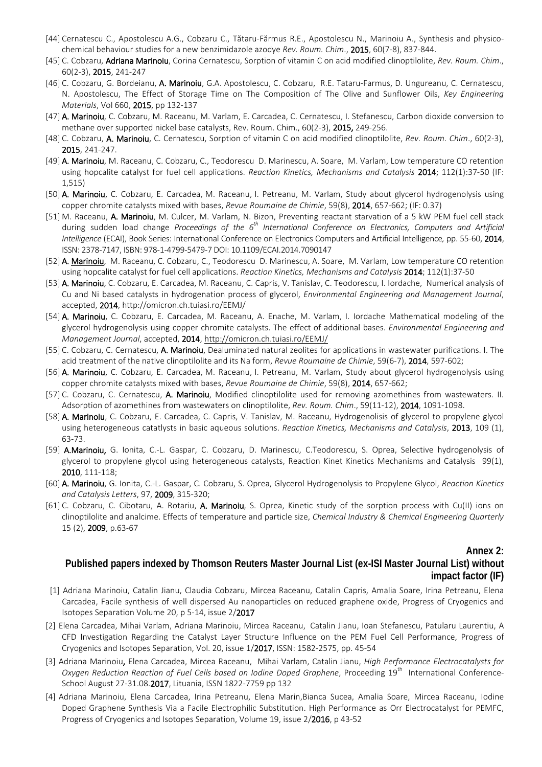[44] Cernatescu C., Apostolescu A.G., Cobzaru C., Tătaru-Fărmus R.E., Apostolescu N., Marinoiu A., Synthesis and physico-chemical behaviour studies for a new benzimidazole azodye *Rev. Roum. Chim*., **2015**, 60(7-8), 837-844.

[45] C. Cobzaru, **Adriana Marinoiu**, Corina Cernatescu, Sorption of vitamin C on acid modified clinoptilolite, *Rev. Roum. Chim*., 60(2-3), **2015**, 241-247

[46] C. Cobzaru, G. Bordeianu, **A. Marinoiu**, G.A. Apostolescu, C. Cobzaru, R.E. Tataru-Farmus, D. Ungureanu, C. Cernatescu, N. Apostolescu, The Effect of Storage Time on The Composition of The Olive and Sunflower Oils, *Key Engineering Materials*, Vol 660, **2015**, pp 132-137

[47] **A. Marinoiu**, C. Cobzaru, M. Raceanu, M. Varlam, E. Carcadea, C. Cernatescu, I. Stefanescu, Carbon dioxide conversion to methane over supported nickel base catalysts, Rev. Roum. Chim., 60(2-3), **2015,** 249-256.

[48] C. Cobzaru, **A. Marinoiu**, C. Cernatescu, Sorption of vitamin C on acid modified clinoptilolite, *Rev. Roum. Chim*., 60(2-3), **2015**, 241-247.

[49] **A. Marinoiu**, M. Raceanu, C. Cobzaru, C., Teodorescu D. Marinescu, A. Soare, M. Varlam, Low temperature CO retention using hopcalite catalyst for fuel cell applications. *Reaction Kinetics, Mechanisms and Catalysis* **2014**; 112(1):37-50 (IF: 1,515)

[50] **A. Marinoiu**, C. Cobzaru, E. Carcadea, M. Raceanu, I. Petreanu, M. Varlam, Study about glycerol hydrogenolysis using copper chromite catalysts mixed with bases, *Revue Roumaine de Chimie*, 59(8), **2014**, 657-662; (IF: 0.37)

[51] M. Raceanu, **A. Marinoiu**, M. Culcer, M. Varlam, N. Bizon, Preventing reactant starvation of a 5 kW PEM fuel cell stack during sudden load change *Proceedings of the 6th International Conference on Electronics, Computers and Artificial Intelligence* (ECAI), Book Series: International Conference on Electronics Computers and Artificial Intelligence, pp. 55-60, **2014**, ISSN: 2378-7147, ISBN: 978-1-4799-5479-7 DOI: 10.1109/ECAI.2014.7090147

[52] **A. Marinoiu**, M. Raceanu, C. Cobzaru, C., Teodorescu D. Marinescu, A. Soare, M. Varlam, Low temperature CO retention using hopcalite catalyst for fuel cell applications. *Reaction Kinetics, Mechanisms and Catalysis* **2014**; 112(1):37-50

[53] **A. Marinoiu**, C. Cobzaru, E. Carcadea, M. Raceanu, C. Capris, V. Tanislav, C. Teodorescu, I. Iordache, Numerical analysis of Cu and Ni based catalysts in hydrogenation process of glycerol, *Environmental Engineering and Management Journal*, accepted, **2014**, http://omicron.ch.tuiasi.ro/EEMJ/

[54] **A. Marinoiu**, C. Cobzaru, E. Carcadea, M. Raceanu, A. Enache, M. Varlam, I. Iordache Mathematical modeling of the glycerol hydrogenolysis using copper chromite catalysts. The effect of additional bases. *Environmental Engineering and Management Journal*, accepted, **2014**, http://omicron.ch.tuiasi.ro/EEMJ/

[55] C. Cobzaru, C. Cernatescu, **A. Marinoiu**, Dealuminated natural zeolites for applications in wastewater purifications. I. The acid treatment of the native clinoptilolite and its Na form, *Revue Roumaine de Chimie*, 59(6-7), **2014**, 597-602;

[56] **A. Marinoiu**, C. Cobzaru, E. Carcadea, M. Raceanu, I. Petreanu, M. Varlam, Study about glycerol hydrogenolysis using copper chromite catalysts mixed with bases, *Revue Roumaine de Chimie*, 59(8), **2014**, 657-662;

[57] C. Cobzaru, C. Cernatescu, **A. Marinoiu**, Modified clinoptilolite used for removing azomethines from wastewaters. II. Adsorption of azomethines from wastewaters on clinoptilolite, *Rev. Roum. Chim*., 59(11-12), **2014**, 1091-1098.

[58] **A. Marinoiu**, C. Cobzaru, E. Carcadea, C. Capris, V. Tanislav, M. Raceanu, Hydrogenolisis of glycerol to propylene glycol using heterogeneous catatlysts in basic aqueous solutions. *Reaction Kinetics, Mechanisms and Catalysis*, **2013**, 109 (1), 63-73.

[59] **A.Marinoiu,** G. Ionita, C.-L. Gaspar, C. Cobzaru, D. Marinescu, C.Teodorescu, S. Oprea, Selective hydrogenolysis of glycerol to propylene glycol using heterogeneous catalysts, Reaction Kinet Kinetics Mechanisms and Catalysis 99(1), **2010**, 111-118;

[60] **A. Marinoiu**, G. Ionita, C.-L. Gaspar, C. Cobzaru, S. Oprea, Glycerol Hydrogenolysis to Propylene Glycol, *Reaction Kinetics and Catalysis Letters*, 97, **2009**, 315-320;

[61] C. Cobzaru, C. Cernatescu, C. Cibotaru, A. Rotariu, **A. Marinoiu**, S. Oprea, Kinetic study of the sorption process with Cu(II) ions on clinoptilolite and analcime. Effects of temperature and particle size, *Chemical Industry & Chemical Engineering Quarterly* 15 (2), **2009**, p.63-67

## Annex 2: Published papers indexed by Thomson Reuters Master Journal List (ex-ISI Master Journal List) without impact factor (IF)

[1] Adriana Marinoiu, Catalin Jianu, Claudia Cobzaru, Mircea Raceanu, Catalin Capris, Amalia Soare, Irina Petreanu, Elena Carcadea, Facile synthesis of well dispersed Au nanoparticles on reduced graphene oxide, Progress of Cryogenics and Isotopes Separation Volume 20, p 5-14, issue 2/**2017**

[2] Elena Carcadea, Mihai Varlam, Adriana Marinoiu, Mircea Raceanu, Catalin Jianu, Ioan Stefanescu, Patularu Laurentiu, A CFD Investigation Regarding the Catalyst Layer Structure Influence on the PEM Fuel Cell Performance, Progress of Cryogenics and Isotopes Separation, Vol. 20, issue 1/**2017**, ISSN: 1582-2575, pp. 45-54

[3] Adriana Marinoiu**,** Elena Carcadea, Mircea Raceanu, Mihai Varlam, Catalin Jianu, *High Performance Electrocatalysts for Oxygen Reduction Reaction of Fuel Cells based on Iodine Doped Graphene*, Proceeding 19th International Conference-School August 27-31.08.**2017**, Lituania, ISSN 1822-7759 pp 132

[4] Adriana Marinoiu, Elena Carcadea, Irina Petreanu, Elena Marin,Bianca Sucea, Amalia Soare, Mircea Raceanu, Iodine Doped Graphene Synthesis Via a Facile Electrophilic Substitution. High Performance as Orr Electrocatalyst for PEMFC, Progress of Cryogenics and Isotopes Separation, Volume 19, issue 2/**2016**, p 43-52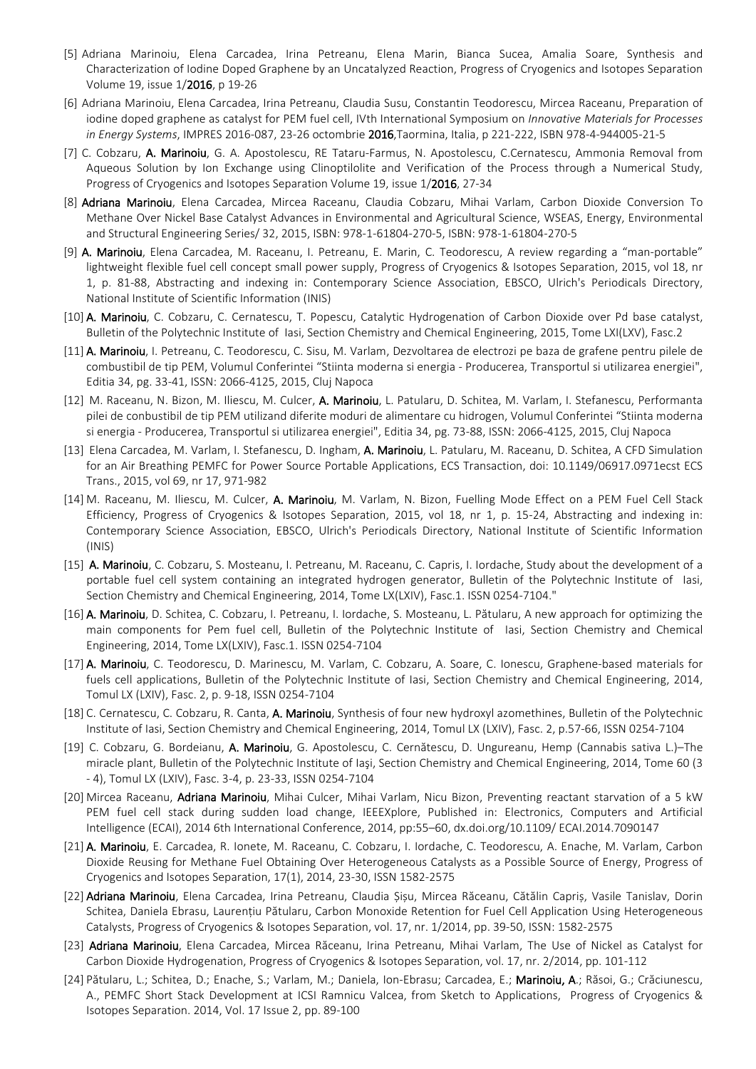[5] Adriana Marinoiu, Elena Carcadea, Irina Petreanu, Elena Marin, Bianca Sucea, Amalia Soare, Synthesis and Characterization of Iodine Doped Graphene by an Uncatalyzed Reaction, Progress of Cryogenics and Isotopes Separation Volume 19, issue 1/**2016**, p 19-26

[6] Adriana Marinoiu, Elena Carcadea, Irina Petreanu, Claudia Susu, Constantin Teodorescu, Mircea Raceanu, Preparation of iodine doped graphene as catalyst for PEM fuel cell, IVth International Symposium on *Innovative Materials for Processes in Energy Systems*, IMPRES 2016-087, 23-26 octombrie **2016**,Taormina, Italia, p 221-222, ISBN 978-4-944005-21-5

[7] C. Cobzaru, **A. Marinoiu**, G. A. Apostolescu, RE Tataru-Farmus, N. Apostolescu, C.Cernatescu, Ammonia Removal from Aqueous Solution by Ion Exchange using Clinoptilolite and Verification of the Process through a Numerical Study, Progress of Cryogenics and Isotopes Separation Volume 19, issue 1/**2016**, 27-34

[8] **Adriana Marinoiu**, Elena Carcadea, Mircea Raceanu, Claudia Cobzaru, Mihai Varlam, Carbon Dioxide Conversion To Methane Over Nickel Base Catalyst Advances in Environmental and Agricultural Science, WSEAS, Energy, Environmental and Structural Engineering Series/ 32, 2015, ISBN: 978-1-61804-270-5, ISBN: 978-1-61804-270-5

[9] **A. Marinoiu**, Elena Carcadea, M. Raceanu, I. Petreanu, E. Marin, C. Teodorescu, A review regarding a "man-portable" lightweight flexible fuel cell concept small power supply, Progress of Cryogenics & Isotopes Separation, 2015, vol 18, nr 1, p. 81-88, Abstracting and indexing in: Contemporary Science Association, EBSCO, Ulrich's Periodicals Directory, National Institute of Scientific Information (INIS)

[10] **A. Marinoiu**, C. Cobzaru, C. Cernatescu, T. Popescu, Catalytic Hydrogenation of Carbon Dioxide over Pd base catalyst, Bulletin of the Polytechnic Institute of Iasi, Section Chemistry and Chemical Engineering, 2015, Tome LXI(LXV), Fasc.2

[11] **A. Marinoiu**, I. Petreanu, C. Teodorescu, C. Sisu, M. Varlam, Dezvoltarea de electrozi pe baza de grafene pentru pilele de combustibil de tip PEM, Volumul Conferintei "Stiinta moderna si energia - Producerea, Transportul si utilizarea energiei", Editia 34, pg. 33-41, ISSN: 2066-4125, 2015, Cluj Napoca

[12] M. Raceanu, N. Bizon, M. Iliescu, M. Culcer, **A. Marinoiu**, L. Patularu, D. Schitea, M. Varlam, I. Stefanescu, Performanta pilei de conbustibil de tip PEM utilizand diferite moduri de alimentare cu hidrogen, Volumul Conferintei "Stiinta moderna si energia - Producerea, Transportul si utilizarea energiei", Editia 34, pg. 73-88, ISSN: 2066-4125, 2015, Cluj Napoca

[13] Elena Carcadea, M. Varlam, I. Stefanescu, D. Ingham, **A. Marinoiu**, L. Patularu, M. Raceanu, D. Schitea, A CFD Simulation for an Air Breathing PEMFC for Power Source Portable Applications, ECS Transaction, doi: 10.1149/06917.0971ecst ECS Trans., 2015, vol 69, nr 17, 971-982

[14] M. Raceanu, M. Iliescu, M. Culcer, **A. Marinoiu**, M. Varlam, N. Bizon, Fuelling Mode Effect on a PEM Fuel Cell Stack Efficiency, Progress of Cryogenics & Isotopes Separation, 2015, vol 18, nr 1, p. 15-24, Abstracting and indexing in: Contemporary Science Association, EBSCO, Ulrich's Periodicals Directory, National Institute of Scientific Information (INIS)

[15] **A. Marinoiu**, C. Cobzaru, S. Mosteanu, I. Petreanu, M. Raceanu, C. Capris, I. Iordache, Study about the development of a portable fuel cell system containing an integrated hydrogen generator, Bulletin of the Polytechnic Institute of Iasi, Section Chemistry and Chemical Engineering, 2014, Tome LX(LXIV), Fasc.1. ISSN 0254-7104."

[16] **A. Marinoiu**, D. Schitea, C. Cobzaru, I. Petreanu, I. Iordache, S. Mosteanu, L. Pătularu, A new approach for optimizing the main components for Pem fuel cell, Bulletin of the Polytechnic Institute of Iasi, Section Chemistry and Chemical Engineering, 2014, Tome LX(LXIV), Fasc.1. ISSN 0254-7104

[17] **A. Marinoiu**, C. Teodorescu, D. Marinescu, M. Varlam, C. Cobzaru, A. Soare, C. Ionescu, Graphene-based materials for fuels cell applications, Bulletin of the Polytechnic Institute of Iasi, Section Chemistry and Chemical Engineering, 2014, Tomul LX (LXIV), Fasc. 2, p. 9-18, ISSN 0254-7104

[18] C. Cernatescu, C. Cobzaru, R. Canta, **A. Marinoiu**, Synthesis of four new hydroxyl azomethines, Bulletin of the Polytechnic Institute of Iasi, Section Chemistry and Chemical Engineering, 2014, Tomul LX (LXIV), Fasc. 2, p.57-66, ISSN 0254-7104

[19] C. Cobzaru, G. Bordeianu, **A. Marinoiu**, G. Apostolescu, C. Cernătescu, D. Ungureanu, Hemp (Cannabis sativa L.)–The miracle plant, Bulletin of the Polytechnic Institute of Iaşi, Section Chemistry and Chemical Engineering, 2014, Tome 60 (3 - 4), Tomul LX (LXIV), Fasc. 3-4, p. 23-33, ISSN 0254-7104

[20] Mircea Raceanu, **Adriana Marinoiu**, Mihai Culcer, Mihai Varlam, Nicu Bizon, Preventing reactant starvation of a 5 kW PEM fuel cell stack during sudden load change, IEEEXplore, Published in: Electronics, Computers and Artificial Intelligence (ECAI), 2014 6th International Conference, 2014, pp:55–60, dx.doi.org/10.1109/ ECAI.2014.7090147

[21] **A. Marinoiu**, E. Carcadea, R. Ionete, M. Raceanu, C. Cobzaru, I. Iordache, C. Teodorescu, A. Enache, M. Varlam, Carbon Dioxide Reusing for Methane Fuel Obtaining Over Heterogeneous Catalysts as a Possible Source of Energy, Progress of Cryogenics and Isotopes Separation, 17(1), 2014, 23-30, ISSN 1582-2575

[22] **Adriana Marinoiu**, Elena Carcadea, Irina Petreanu, Claudia Șișu, Mircea Răceanu, Cătălin Capriș, Vasile Tanislav, Dorin Schitea, Daniela Ebrasu, Laurențiu Pătularu, Carbon Monoxide Retention for Fuel Cell Application Using Heterogeneous Catalysts, Progress of Cryogenics & Isotopes Separation, vol. 17, nr. 1/2014, pp. 39-50, ISSN: 1582-2575

[23] **Adriana Marinoiu**, Elena Carcadea, Mircea Răceanu, Irina Petreanu, Mihai Varlam, The Use of Nickel as Catalyst for Carbon Dioxide Hydrogenation, Progress of Cryogenics & Isotopes Separation, vol. 17, nr. 2/2014, pp. 101-112

[24] Pătularu, L.; Schitea, D.; Enache, S.; Varlam, M.; Daniela, Ion-Ebrasu; Carcadea, E.; **Marinoiu, A**.; Răsoi, G.; Crăciunescu, A., PEMFC Short Stack Development at ICSI Ramnicu Valcea, from Sketch to Applications, Progress of Cryogenics & Isotopes Separation. 2014, Vol. 17 Issue 2, pp. 89-100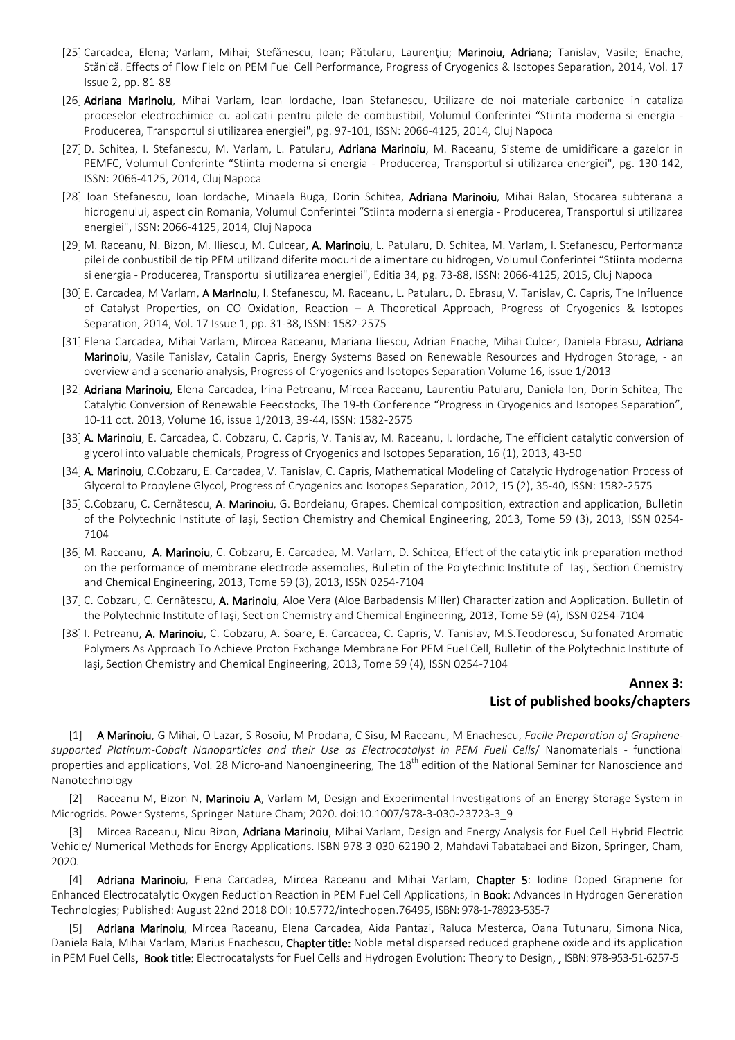[25] Carcadea, Elena; Varlam, Mihai; Stefănescu, Ioan; Pătularu, Laurenţiu; **Marinoiu, Adriana**; Tanislav, Vasile; Enache, Stănică. Effects of Flow Field on PEM Fuel Cell Performance, Progress of Cryogenics & Isotopes Separation, 2014, Vol. 17 Issue 2, pp. 81-88

[26] **Adriana Marinoiu**, Mihai Varlam, Ioan Iordache, Ioan Stefanescu, Utilizare de noi materiale carbonice in cataliza proceselor electrochimice cu aplicatii pentru pilele de combustibil, Volumul Conferintei "Stiinta moderna si energia - Producerea, Transportul si utilizarea energiei", pg. 97-101, ISSN: 2066-4125, 2014, Cluj Napoca

[27] D. Schitea, I. Stefanescu, M. Varlam, L. Patularu, **Adriana Marinoiu**, M. Raceanu, Sisteme de umidificare a gazelor in PEMFC, Volumul Conferinte "Stiinta moderna si energia - Producerea, Transportul si utilizarea energiei", pg. 130-142, ISSN: 2066-4125, 2014, Cluj Napoca

[28] Ioan Stefanescu, Ioan Iordache, Mihaela Buga, Dorin Schitea, **Adriana Marinoiu**, Mihai Balan, Stocarea subterana a hidrogenului, aspect din Romania, Volumul Conferintei "Stiinta moderna si energia - Producerea, Transportul si utilizarea energiei", ISSN: 2066-4125, 2014, Cluj Napoca

[29] M. Raceanu, N. Bizon, M. Iliescu, M. Culcear, **A. Marinoiu**, L. Patularu, D. Schitea, M. Varlam, I. Stefanescu, Performanta pilei de combustibil de tip PEM utilizand diferite moduri de alimentare cu hidrogen, Volumul Conferintei "Stiinta moderna si energia - Producerea, Transportul si utilizarea energiei", Editia 34, pg. 73-88, ISSN: 2066-4125, 2015, Cluj Napoca

[30] E. Carcadea, M Varlam, **A Marinoiu**, I. Stefanescu, M. Raceanu, L. Patularu, D. Ebrasu, V. Tanislav, C. Capris, The Influence of Catalyst Properties, on CO Oxidation, Reaction – A Theoretical Approach, Progress of Cryogenics & Isotopes Separation, 2014, Vol. 17 Issue 1, pp. 31-38, ISSN: 1582-2575

[31] Elena Carcadea, Mihai Varlam, Mircea Raceanu, Mariana Iliescu, Adrian Enache, Mihai Culcer, Daniela Ebrasu, **Adriana Marinoiu**, Vasile Tanislav, Catalin Capris, Energy Systems Based on Renewable Resources and Hydrogen Storage, - an overview and a scenario analysis, Progress of Cryogenics and Isotopes Separation Volume 16, issue 1/2013

[32] **Adriana Marinoiu**, Elena Carcadea, Irina Petreanu, Mircea Raceanu, Laurentiu Patularu, Daniela Ion, Dorin Schitea, The Catalytic Conversion of Renewable Feedstocks, The 19-th Conference "Progress in Cryogenics and Isotopes Separation", 10-11 oct. 2013, Volume 16, issue 1/2013, 39-44, ISSN: 1582-2575

[33] **A. Marinoiu**, E. Carcadea, C. Cobzaru, C. Capris, V. Tanislav, M. Raceanu, I. Iordache, The efficient catalytic conversion of glycerol into valuable chemicals, Progress of Cryogenics and Isotopes Separation, 16 (1), 2013, 43-50

[34] **A. Marinoiu**, C.Cobzaru, E. Carcadea, V. Tanislav, C. Capris, Mathematical Modeling of Catalytic Hydrogenation Process of Glycerol to Propylene Glycol, Progress of Cryogenics and Isotopes Separation, 2012, 15 (2), 35-40, ISSN: 1582-2575

[35] C.Cobzaru, C. Cernătescu, **A. Marinoiu**, G. Bordeianu, Grapes. Chemical composition, extraction and application, Bulletin of the Polytechnic Institute of Iaşi, Section Chemistry and Chemical Engineering, 2013, Tome 59 (3), 2013, ISSN 0254-7104

[36] M. Raceanu, **A. Marinoiu**, C. Cobzaru, E. Carcadea, M. Varlam, D. Schitea, Effect of the catalytic ink preparation method on the performance of membrane electrode assemblies, Bulletin of the Polytechnic Institute of Iaşi, Section Chemistry and Chemical Engineering, 2013, Tome 59 (3), 2013, ISSN 0254-7104

[37] C. Cobzaru, C. Cernătescu, **A. Marinoiu**, Aloe Vera (Aloe Barbadensis Miller) Characterization and Application. Bulletin of the Polytechnic Institute of Iaşi, Section Chemistry and Chemical Engineering, 2013, Tome 59 (4), ISSN 0254-7104

[38] I. Petreanu, **A. Marinoiu**, C. Cobzaru, A. Soare, E. Carcadea, C. Capris, V. Tanislav, M.S.Teodorescu, Sulfonated Aromatic Polymers As Approach To Achieve Proton Exchange Membrane For PEM Fuel Cell, Bulletin of the Polytechnic Institute of Iaşi, Section Chemistry and Chemical Engineering, 2013, Tome 59 (4), ISSN 0254-7104

## Annex 3:
## List of published books/chapters

[1] **A Marinoiu**, G Mihai, O Lazar, S Rosoiu, M Prodana, C Sisu, M Raceanu, M Enachescu, *Facile Preparation of Graphene-supported Platinum-Cobalt Nanoparticles and their Use as Electrocatalyst in PEM Fuell Cells*/ Nanomaterials - functional properties and applications, Vol. 28 Micro-and Nanoengineering, The 18th edition of the National Seminar for Nanoscience and Nanotechnology

[2] Raceanu M, Bizon N, **Marinoiu A**, Varlam M, Design and Experimental Investigations of an Energy Storage System in Microgrids. Power Systems, Springer Nature Cham; 2020. doi:10.1007/978-3-030-23723-3_9

[3] Mircea Raceanu, Nicu Bizon, **Adriana Marinoiu**, Mihai Varlam, Design and Energy Analysis for Fuel Cell Hybrid Electric Vehicle/ Numerical Methods for Energy Applications. ISBN 978-3-030-62190-2, Mahdavi Tabatabaei and Bizon, Springer, Cham, 2020.

[4] **Adriana Marinoiu**, Elena Carcadea, Mircea Raceanu and Mihai Varlam, **Chapter 5**: Iodine Doped Graphene for Enhanced Electrocatalytic Oxygen Reduction Reaction in PEM Fuel Cell Applications, in **Book**: Advances In Hydrogen Generation Technologies; Published: August 22nd 2018 DOI: 10.5772/intechopen.76495, ISBN: 978-1-78923-535-7

[5] **Adriana Marinoiu**, Mircea Raceanu, Elena Carcadea, Aida Pantazi, Raluca Mesterca, Oana Tutunaru, Simona Nica, Daniela Bala, Mihai Varlam, Marius Enachescu, **Chapter title:** Noble metal dispersed reduced graphene oxide and its application in PEM Fuel Cells**, Book title:** Electrocatalysts for Fuel Cells and Hydrogen Evolution: Theory to Design, **,** ISBN: 978-953-51-6257-5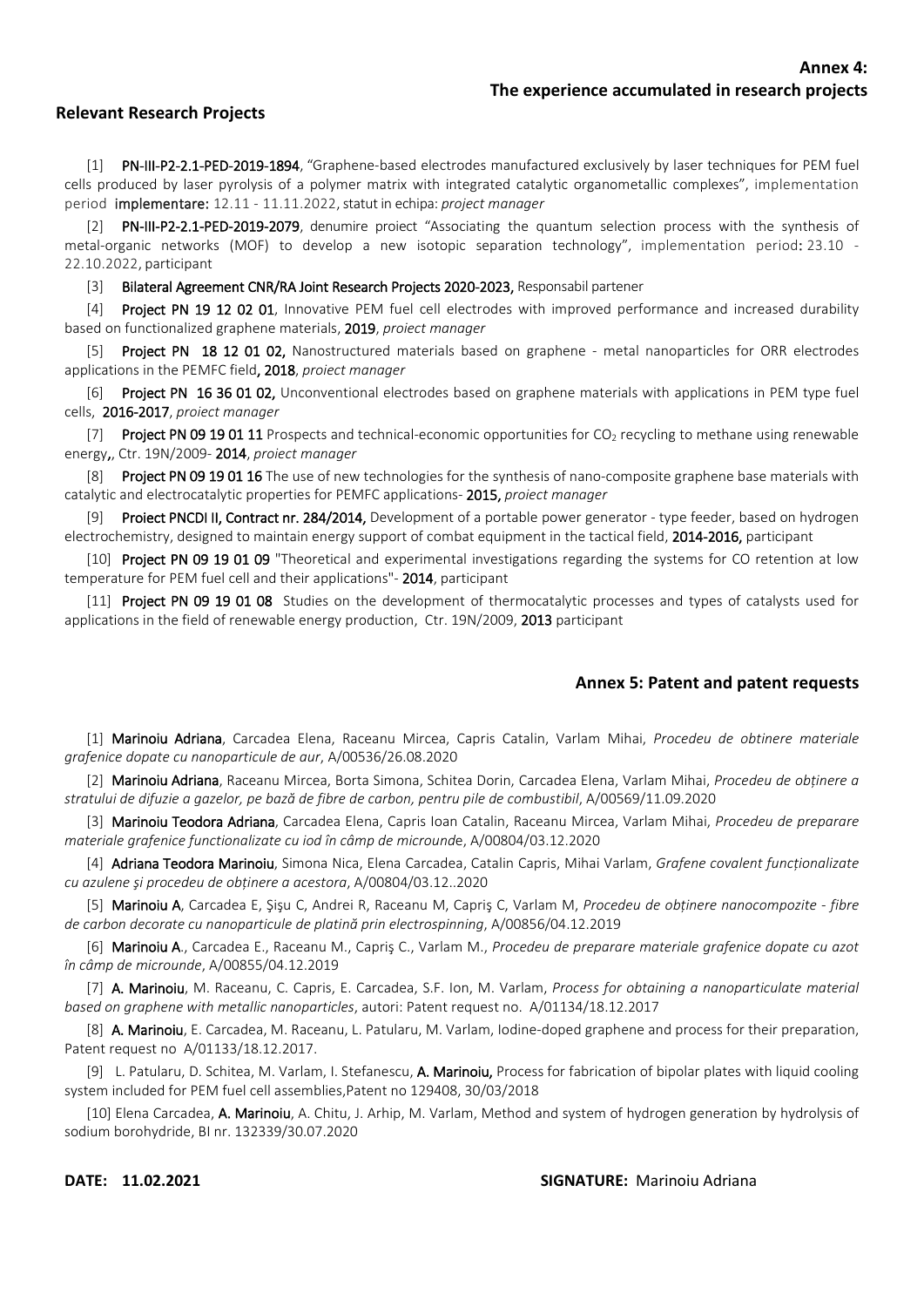## Annex 4: The experience accumulated in research projects

### Relevant Research Projects

[1] **PN-III-P2-2.1-PED-2019-1894**, "Graphene-based electrodes manufactured exclusively by laser techniques for PEM fuel cells produced by laser pyrolysis of a polymer matrix with integrated catalytic organometallic complexes", implementation period **implementare:** 12.11 - 11.11.2022, statut in echipa: *project manager*

[2] **PN-III-P2-2.1-PED-2019-2079**, denumire proiect "Associating the quantum selection process with the synthesis of metal-organic networks (MOF) to develop a new isotopic separation technology", implementation period**:** 23.10 - 22.10.2022, participant

[3] **Bilateral Agreement CNR/RA Joint Research Projects 2020-2023,** Responsabil partener

[4] **Project PN 19 12 02 01**, Innovative PEM fuel cell electrodes with improved performance and increased durability based on functionalized graphene materials, **2019**, *proiect manager*

[5] **Project PN 18 12 01 02,** Nanostructured materials based on graphene - metal nanoparticles for ORR electrodes applications in the PEMFC field**, 2018**, *proiect manager*

[6] **Project PN 16 36 01 02,** Unconventional electrodes based on graphene materials with applications in PEM type fuel cells, **2016-2017**, *proiect manager*

[7] **Project PN 09 19 01 11** Prospects and technical-economic opportunities for $CO_2$ recycling to methane using renewable energy,, Ctr. 19N/2009- **2014**, *proiect manager*

[8] **Project PN 09 19 01 16** The use of new technologies for the synthesis of nano-composite graphene base materials with catalytic and electrocatalytic properties for PEMFC applications- **2015,** *proiect manager*

[9] **Proiect PNCDI II, Contract nr. 284/2014,** Development of a portable power generator - type feeder, based on hydrogen electrochemistry, designed to maintain energy support of combat equipment in the tactical field, **2014-2016,** participant

[10] **Project PN 09 19 01 09** "Theoretical and experimental investigations regarding the systems for CO retention at low temperature for PEM fuel cell and their applications"- **2014**, participant

[11] **Project PN 09 19 01 08** Studies on the development of thermocatalytic processes and types of catalysts used for applications in the field of renewable energy production, Ctr. 19N/2009, **2013** participant

## Annex 5: Patent and patent requests

[1] **Marinoiu Adriana**, Carcadea Elena, Raceanu Mircea, Capris Catalin, Varlam Mihai, *Procedeu de obtinere materiale grafenice dopate cu nanoparticule de aur*, A/00536/26.08.2020

[2] **Marinoiu Adriana**, Raceanu Mircea, Borta Simona, Schitea Dorin, Carcadea Elena, Varlam Mihai, *Procedeu de obținere a stratului de difuzie a gazelor, pe bază de fibre de carbon, pentru pile de combustibil*, A/00569/11.09.2020

[3] **Marinoiu Teodora Adriana**, Carcadea Elena, Capris Ioan Catalin, Raceanu Mircea, Varlam Mihai, *Procedeu de preparare materiale grafenice functionalizate cu iod în câmp de micround*e, A/00804/03.12.2020

[4] **Adriana Teodora Marinoiu**, Simona Nica, Elena Carcadea, Catalin Capris, Mihai Varlam, *Grafene covalent funcționalizate cu azulene şi procedeu de obținere a acestora*, A/00804/03.12..2020

[5] **Marinoiu A**, Carcadea E, Şişu C, Andrei R, Raceanu M, Capriş C, Varlam M, *Procedeu de obținere nanocompozite - fibre de carbon decorate cu nanoparticule de platină prin electrospinning*, A/00856/04.12.2019

[6] **Marinoiu A**., Carcadea E., Raceanu M., Capriş C., Varlam M., *Procedeu de preparare materiale grafenice dopate cu azot în câmp de microunde*, A/00855/04.12.2019

[7] **A. Marinoiu**, M. Raceanu, C. Capris, E. Carcadea, S.F. Ion, M. Varlam, *Process for obtaining a nanoparticulate material based on graphene with metallic nanoparticles*, autori: Patent request no. A/01134/18.12.2017

[8] **A. Marinoiu**, E. Carcadea, M. Raceanu, L. Patularu, M. Varlam, Iodine-doped graphene and process for their preparation, Patent request no A/01133/18.12.2017.

[9] L. Patularu, D. Schitea, M. Varlam, I. Stefanescu, **A. Marinoiu,** Process for fabrication of bipolar plates with liquid cooling system included for PEM fuel cell assemblies,Patent no 129408, 30/03/2018

[10] Elena Carcadea, **A. Marinoiu**, A. Chitu, J. Arhip, M. Varlam, Method and system of hydrogen generation by hydrolysis of sodium borohydride, BI nr. 132339/30.07.2020

**DATE: 11.02.2021** **SIGNATURE:** Marinoiu Adriana